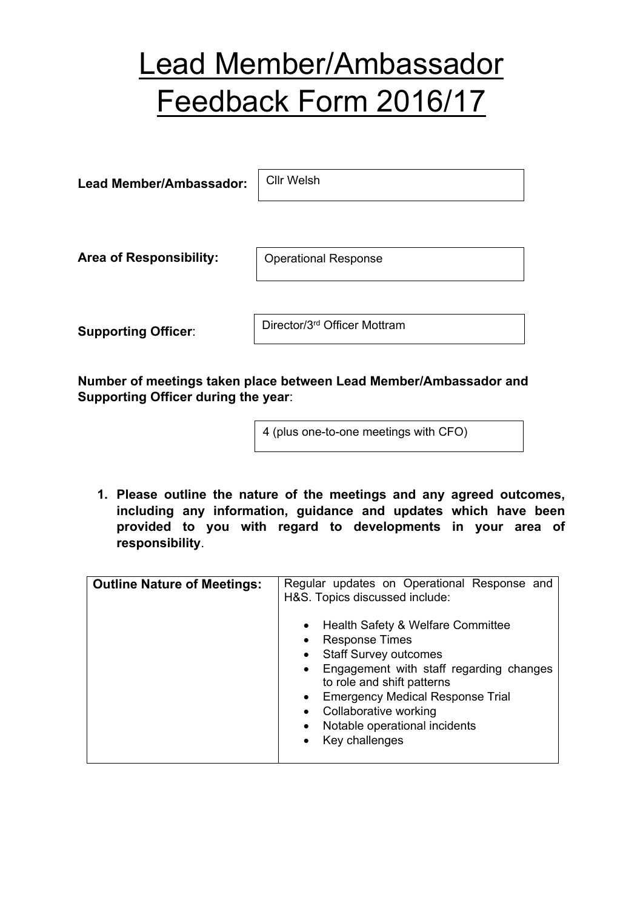# Lead Member/Ambassador Feedback Form 2016/17

**Lead Member/Ambassador:** Cllr Welsh

**Area of Responsibility:** Operational Response

**Supporting Officer**: Director/3rd Officer Mottram

**Number of meetings taken place between Lead Member/Ambassador and Supporting Officer during the year**:

4 (plus one-to-one meetings with CFO)

1. **Please outline the nature of the meetings and any agreed outcomes, including any information, guidance and updates which have been provided to you with regard to developments in your area of responsibility**.

| **Outline Nature of Meetings:** | Regular updates on Operational Response and H&S. Topics discussed include:<br><br>• Health Safety & Welfare Committee<br>• Response Times<br>• Staff Survey outcomes<br>• Engagement with staff regarding changes to role and shift patterns<br>• Emergency Medical Response Trial<br>• Collaborative working<br>• Notable operational incidents<br>• Key challenges |
|---|---|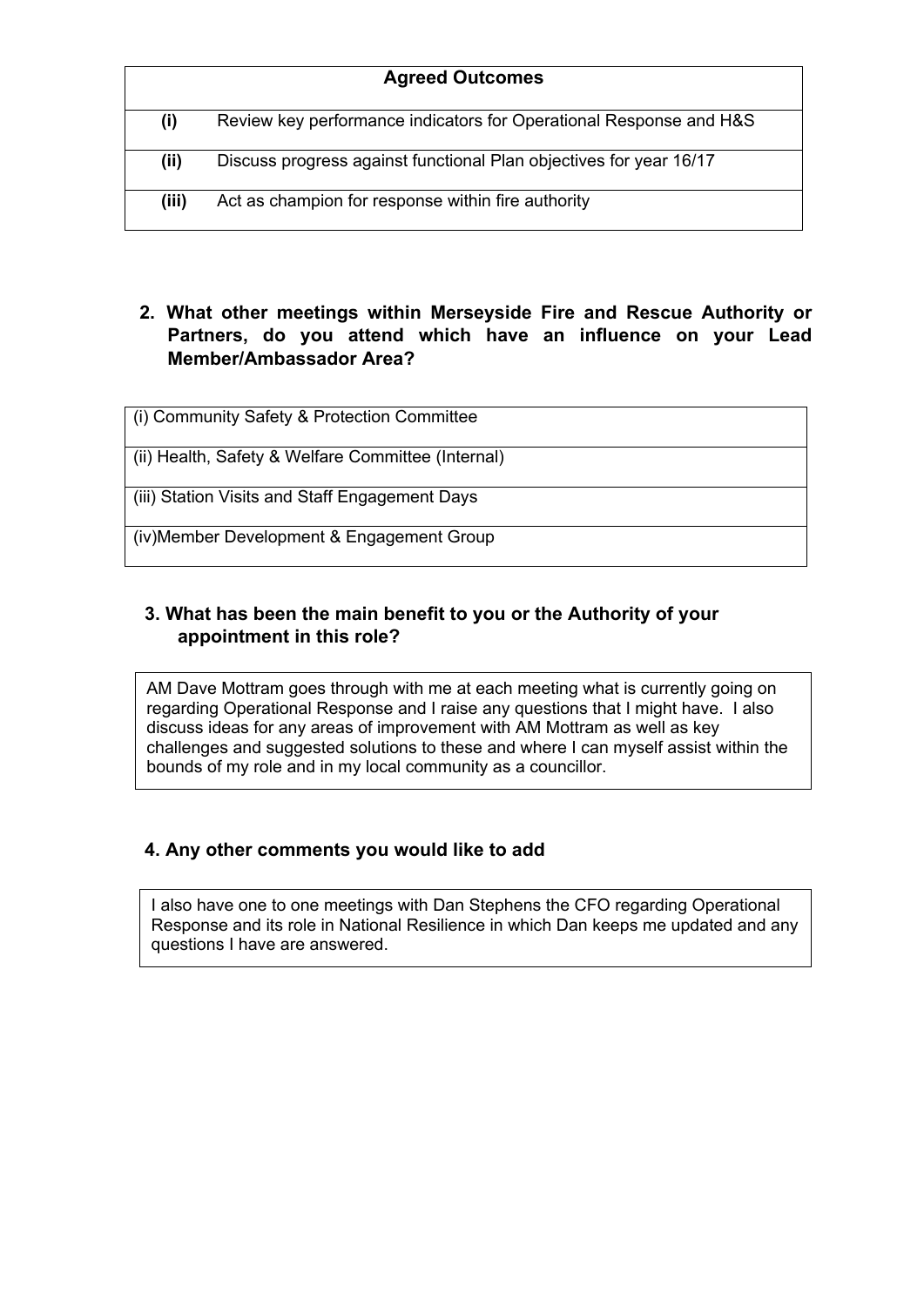| Agreed Outcomes | |
|---|---|
| **(i)** | Review key performance indicators for Operational Response and H&S |
| **(ii)** | Discuss progress against functional Plan objectives for year 16/17 |
| **(iii)** | Act as champion for response within fire authority |

**2. What other meetings within Merseyside Fire and Rescue Authority or Partners, do you attend which have an influence on your Lead Member/Ambassador Area?**

| |
|---|
| (i) Community Safety & Protection Committee |
| (ii) Health, Safety & Welfare Committee (Internal) |
| (iii) Station Visits and Staff Engagement Days |
| (iv)Member Development & Engagement Group |

**3. What has been the main benefit to you or the Authority of your appointment in this role?**

AM Dave Mottram goes through with me at each meeting what is currently going on regarding Operational Response and I raise any questions that I might have. I also discuss ideas for any areas of improvement with AM Mottram as well as key challenges and suggested solutions to these and where I can myself assist within the bounds of my role and in my local community as a councillor.

**4. Any other comments you would like to add**

I also have one to one meetings with Dan Stephens the CFO regarding Operational Response and its role in National Resilience in which Dan keeps me updated and any questions I have are answered.